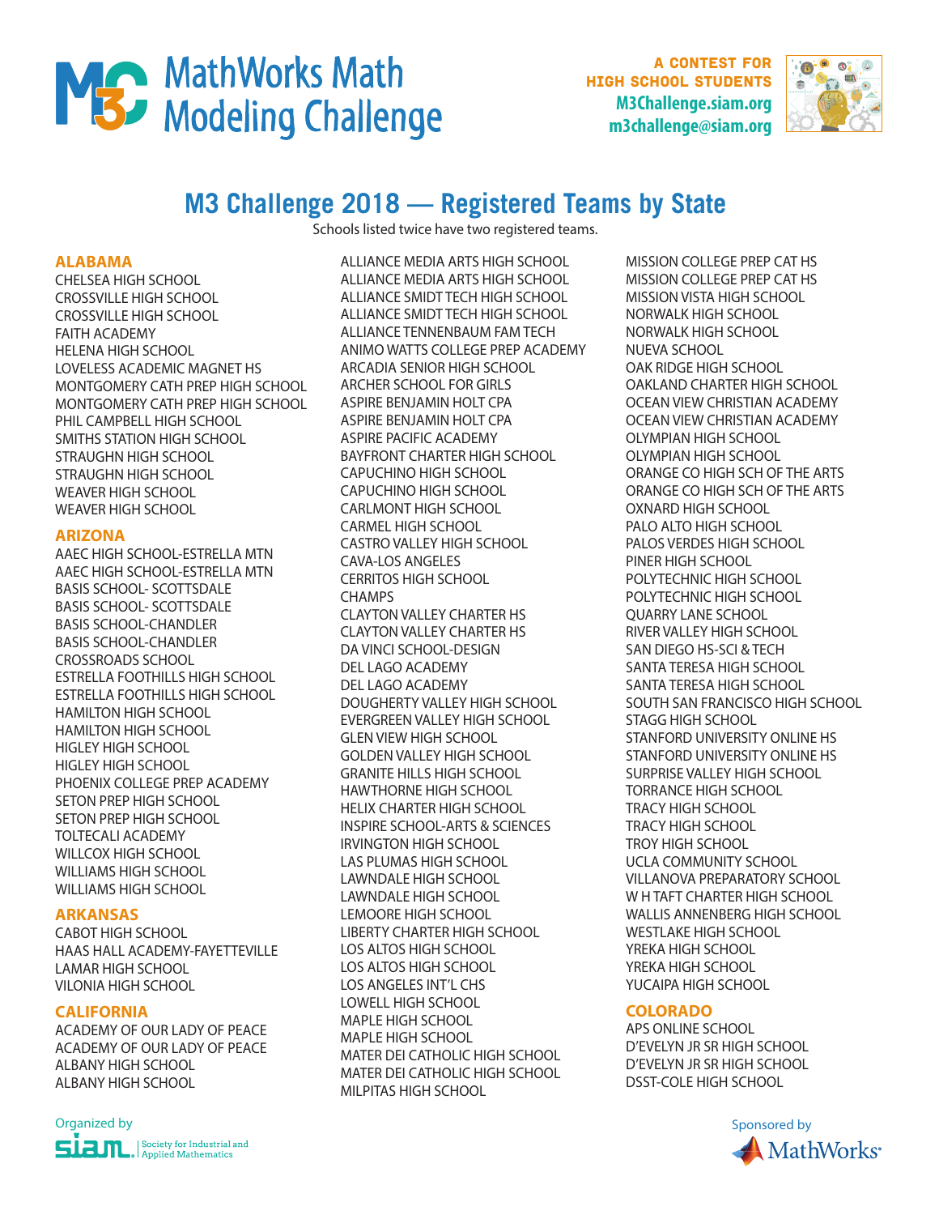# MathWorks Math Modeling Challenge

A CONTEST FOR HIGH SCHOOL STUDENTS
M3Challenge.siam.org
m3challenge@siam.org

## M3 Challenge 2018 — Registered Teams by State

Schools listed twice have two registered teams.

### ALABAMA

CHELSEA HIGH SCHOOL
CROSSVILLE HIGH SCHOOL
CROSSVILLE HIGH SCHOOL
FAITH ACADEMY
HELENA HIGH SCHOOL
LOVELESS ACADEMIC MAGNET HS
MONTGOMERY CATH PREP HIGH SCHOOL
MONTGOMERY CATH PREP HIGH SCHOOL
PHIL CAMPBELL HIGH SCHOOL
SMITHS STATION HIGH SCHOOL
STRAUGHN HIGH SCHOOL
STRAUGHN HIGH SCHOOL
WEAVER HIGH SCHOOL
WEAVER HIGH SCHOOL

### ARIZONA

AAEC HIGH SCHOOL-ESTRELLA MTN
AAEC HIGH SCHOOL-ESTRELLA MTN
BASIS SCHOOL- SCOTTSDALE
BASIS SCHOOL- SCOTTSDALE
BASIS SCHOOL-CHANDLER
BASIS SCHOOL-CHANDLER
CROSSROADS SCHOOL
ESTRELLA FOOTHILLS HIGH SCHOOL
ESTRELLA FOOTHILLS HIGH SCHOOL
HAMILTON HIGH SCHOOL
HAMILTON HIGH SCHOOL
HIGLEY HIGH SCHOOL
HIGLEY HIGH SCHOOL
PHOENIX COLLEGE PREP ACADEMY
SETON PREP HIGH SCHOOL
SETON PREP HIGH SCHOOL
TOLTECALI ACADEMY
WILLCOX HIGH SCHOOL
WILLIAMS HIGH SCHOOL
WILLIAMS HIGH SCHOOL

### ARKANSAS

CABOT HIGH SCHOOL
HAAS HALL ACADEMY-FAYETTEVILLE
LAMAR HIGH SCHOOL
VILONIA HIGH SCHOOL

### CALIFORNIA

ACADEMY OF OUR LADY OF PEACE
ACADEMY OF OUR LADY OF PEACE
ALBANY HIGH SCHOOL
ALBANY HIGH SCHOOL
ALLIANCE MEDIA ARTS HIGH SCHOOL
ALLIANCE MEDIA ARTS HIGH SCHOOL
ALLIANCE SMIDT TECH HIGH SCHOOL
ALLIANCE SMIDT TECH HIGH SCHOOL
ALLIANCE TENNENBAUM FAM TECH
ANIMO WATTS COLLEGE PREP ACADEMY
ARCADIA SENIOR HIGH SCHOOL
ARCHER SCHOOL FOR GIRLS
ASPIRE BENJAMIN HOLT CPA
ASPIRE BENJAMIN HOLT CPA
ASPIRE PACIFIC ACADEMY
BAYFRONT CHARTER HIGH SCHOOL
CAPUCHINO HIGH SCHOOL
CAPUCHINO HIGH SCHOOL
CARLMONT HIGH SCHOOL
CARMEL HIGH SCHOOL
CASTRO VALLEY HIGH SCHOOL
CAVA-LOS ANGELES
CERRITOS HIGH SCHOOL
CHAMPS
CLAYTON VALLEY CHARTER HS
CLAYTON VALLEY CHARTER HS
DA VINCI SCHOOL-DESIGN
DEL LAGO ACADEMY
DEL LAGO ACADEMY
DOUGHERTY VALLEY HIGH SCHOOL
EVERGREEN VALLEY HIGH SCHOOL
GLEN VIEW HIGH SCHOOL
GOLDEN VALLEY HIGH SCHOOL
GRANITE HILLS HIGH SCHOOL
HAWTHORNE HIGH SCHOOL
HELIX CHARTER HIGH SCHOOL
INSPIRE SCHOOL-ARTS & SCIENCES
IRVINGTON HIGH SCHOOL
LAS PLUMAS HIGH SCHOOL
LAWNDALE HIGH SCHOOL
LAWNDALE HIGH SCHOOL
LEMOORE HIGH SCHOOL
LIBERTY CHARTER HIGH SCHOOL
LOS ALTOS HIGH SCHOOL
LOS ALTOS HIGH SCHOOL
LOS ANGELES INT'L CHS
LOWELL HIGH SCHOOL
MAPLE HIGH SCHOOL
MAPLE HIGH SCHOOL
MATER DEI CATHOLIC HIGH SCHOOL
MATER DEI CATHOLIC HIGH SCHOOL
MILPITAS HIGH SCHOOL
MISSION COLLEGE PREP CAT HS
MISSION COLLEGE PREP CAT HS
MISSION VISTA HIGH SCHOOL
NORWALK HIGH SCHOOL
NORWALK HIGH SCHOOL
NUEVA SCHOOL
OAK RIDGE HIGH SCHOOL
OAKLAND CHARTER HIGH SCHOOL
OCEAN VIEW CHRISTIAN ACADEMY
OCEAN VIEW CHRISTIAN ACADEMY
OLYMPIAN HIGH SCHOOL
OLYMPIAN HIGH SCHOOL
ORANGE CO HIGH SCH OF THE ARTS
ORANGE CO HIGH SCH OF THE ARTS
OXNARD HIGH SCHOOL
PALO ALTO HIGH SCHOOL
PALOS VERDES HIGH SCHOOL
PINER HIGH SCHOOL
POLYTECHNIC HIGH SCHOOL
POLYTECHNIC HIGH SCHOOL
QUARRY LANE SCHOOL
RIVER VALLEY HIGH SCHOOL
SAN DIEGO HS-SCI & TECH
SANTA TERESA HIGH SCHOOL
SANTA TERESA HIGH SCHOOL
SOUTH SAN FRANCISCO HIGH SCHOOL
STAGG HIGH SCHOOL
STANFORD UNIVERSITY ONLINE HS
STANFORD UNIVERSITY ONLINE HS
SURPRISE VALLEY HIGH SCHOOL
TORRANCE HIGH SCHOOL
TRACY HIGH SCHOOL
TRACY HIGH SCHOOL
TROY HIGH SCHOOL
UCLA COMMUNITY SCHOOL
VILLANOVA PREPARATORY SCHOOL
W H TAFT CHARTER HIGH SCHOOL
WALLIS ANNENBERG HIGH SCHOOL
WESTLAKE HIGH SCHOOL
YREKA HIGH SCHOOL
YREKA HIGH SCHOOL
YUCAIPA HIGH SCHOOL

### COLORADO

APS ONLINE SCHOOL
D'EVELYN JR SR HIGH SCHOOL
D'EVELYN JR SR HIGH SCHOOL
DSST-COLE HIGH SCHOOL

Organized by SIAM Society for Industrial and Applied Mathematics

Sponsored by MathWorks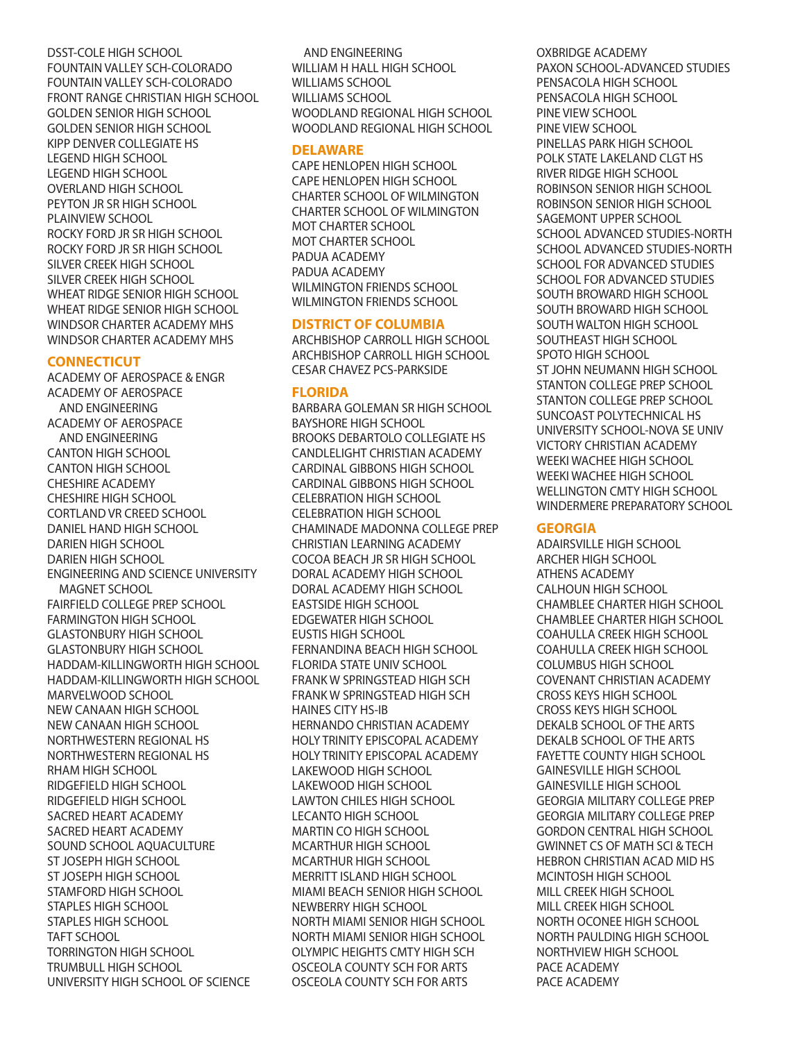DSST-COLE HIGH SCHOOL
FOUNTAIN VALLEY SCH-COLORADO
FOUNTAIN VALLEY SCH-COLORADO
FRONT RANGE CHRISTIAN HIGH SCHOOL
GOLDEN SENIOR HIGH SCHOOL
GOLDEN SENIOR HIGH SCHOOL
KIPP DENVER COLLEGIATE HS
LEGEND HIGH SCHOOL
LEGEND HIGH SCHOOL
OVERLAND HIGH SCHOOL
PEYTON JR SR HIGH SCHOOL
PLAINVIEW SCHOOL
ROCKY FORD JR SR HIGH SCHOOL
ROCKY FORD JR SR HIGH SCHOOL
SILVER CREEK HIGH SCHOOL
SILVER CREEK HIGH SCHOOL
WHEAT RIDGE SENIOR HIGH SCHOOL
WHEAT RIDGE SENIOR HIGH SCHOOL
WINDSOR CHARTER ACADEMY MHS
WINDSOR CHARTER ACADEMY MHS

## CONNECTICUT

ACADEMY OF AEROSPACE & ENGR
ACADEMY OF AEROSPACE AND ENGINEERING
ACADEMY OF AEROSPACE AND ENGINEERING
CANTON HIGH SCHOOL
CANTON HIGH SCHOOL
CHESHIRE ACADEMY
CHESHIRE HIGH SCHOOL
CORTLAND VR CREED SCHOOL
DANIEL HAND HIGH SCHOOL
DARIEN HIGH SCHOOL
DARIEN HIGH SCHOOL
ENGINEERING AND SCIENCE UNIVERSITY MAGNET SCHOOL
FAIRFIELD COLLEGE PREP SCHOOL
FARMINGTON HIGH SCHOOL
GLASTONBURY HIGH SCHOOL
GLASTONBURY HIGH SCHOOL
HADDAM-KILLINGWORTH HIGH SCHOOL
HADDAM-KILLINGWORTH HIGH SCHOOL
MARVELWOOD SCHOOL
NEW CANAAN HIGH SCHOOL
NEW CANAAN HIGH SCHOOL
NORTHWESTERN REGIONAL HS
NORTHWESTERN REGIONAL HS
RHAM HIGH SCHOOL
RIDGEFIELD HIGH SCHOOL
RIDGEFIELD HIGH SCHOOL
SACRED HEART ACADEMY
SACRED HEART ACADEMY
SOUND SCHOOL AQUACULTURE
ST JOSEPH HIGH SCHOOL
ST JOSEPH HIGH SCHOOL
STAMFORD HIGH SCHOOL
STAPLES HIGH SCHOOL
STAPLES HIGH SCHOOL
TAFT SCHOOL
TORRINGTON HIGH SCHOOL
TRUMBULL HIGH SCHOOL
UNIVERSITY HIGH SCHOOL OF SCIENCE AND ENGINEERING
WILLIAM H HALL HIGH SCHOOL
WILLIAMS SCHOOL
WILLIAMS SCHOOL
WOODLAND REGIONAL HIGH SCHOOL
WOODLAND REGIONAL HIGH SCHOOL

## DELAWARE

CAPE HENLOPEN HIGH SCHOOL
CAPE HENLOPEN HIGH SCHOOL
CHARTER SCHOOL OF WILMINGTON
CHARTER SCHOOL OF WILMINGTON
MOT CHARTER SCHOOL
MOT CHARTER SCHOOL
PADUA ACADEMY
PADUA ACADEMY
WILMINGTON FRIENDS SCHOOL
WILMINGTON FRIENDS SCHOOL

## DISTRICT OF COLUMBIA

ARCHBISHOP CARROLL HIGH SCHOOL
ARCHBISHOP CARROLL HIGH SCHOOL
CESAR CHAVEZ PCS-PARKSIDE

## FLORIDA

BARBARA GOLEMAN SR HIGH SCHOOL
BAYSHORE HIGH SCHOOL
BROOKS DEBARTOLO COLLEGIATE HS
CANDLELIGHT CHRISTIAN ACADEMY
CARDINAL GIBBONS HIGH SCHOOL
CARDINAL GIBBONS HIGH SCHOOL
CELEBRATION HIGH SCHOOL
CELEBRATION HIGH SCHOOL
CHAMINADE MADONNA COLLEGE PREP
CHRISTIAN LEARNING ACADEMY
COCOA BEACH JR SR HIGH SCHOOL
DORAL ACADEMY HIGH SCHOOL
DORAL ACADEMY HIGH SCHOOL
EASTSIDE HIGH SCHOOL
EDGEWATER HIGH SCHOOL
EUSTIS HIGH SCHOOL
FERNANDINA BEACH HIGH SCHOOL
FLORIDA STATE UNIV SCHOOL
FRANK W SPRINGSTEAD HIGH SCH
FRANK W SPRINGSTEAD HIGH SCH
HAINES CITY HS-IB
HERNANDO CHRISTIAN ACADEMY
HOLY TRINITY EPISCOPAL ACADEMY
HOLY TRINITY EPISCOPAL ACADEMY
LAKEWOOD HIGH SCHOOL
LAKEWOOD HIGH SCHOOL
LAWTON CHILES HIGH SCHOOL
LECANTO HIGH SCHOOL
MARTIN CO HIGH SCHOOL
MCARTHUR HIGH SCHOOL
MCARTHUR HIGH SCHOOL
MERRITT ISLAND HIGH SCHOOL
MIAMI BEACH SENIOR HIGH SCHOOL
NEWBERRY HIGH SCHOOL
NORTH MIAMI SENIOR HIGH SCHOOL
NORTH MIAMI SENIOR HIGH SCHOOL
OLYMPIC HEIGHTS CMTY HIGH SCH
OSCEOLA COUNTY SCH FOR ARTS
OSCEOLA COUNTY SCH FOR ARTS
OXBRIDGE ACADEMY
PAXON SCHOOL-ADVANCED STUDIES
PENSACOLA HIGH SCHOOL
PENSACOLA HIGH SCHOOL
PINE VIEW SCHOOL
PINE VIEW SCHOOL
PINELLAS PARK HIGH SCHOOL
POLK STATE LAKELAND CLGT HS
RIVER RIDGE HIGH SCHOOL
ROBINSON SENIOR HIGH SCHOOL
ROBINSON SENIOR HIGH SCHOOL
SAGEMONT UPPER SCHOOL
SCHOOL ADVANCED STUDIES-NORTH
SCHOOL ADVANCED STUDIES-NORTH
SCHOOL FOR ADVANCED STUDIES
SCHOOL FOR ADVANCED STUDIES
SOUTH BROWARD HIGH SCHOOL
SOUTH BROWARD HIGH SCHOOL
SOUTH WALTON HIGH SCHOOL
SOUTHEAST HIGH SCHOOL
SPOTO HIGH SCHOOL
ST JOHN NEUMANN HIGH SCHOOL
STANTON COLLEGE PREP SCHOOL
STANTON COLLEGE PREP SCHOOL
SUNCOAST POLYTECHNICAL HS
UNIVERSITY SCHOOL-NOVA SE UNIV
VICTORY CHRISTIAN ACADEMY
WEEKI WACHEE HIGH SCHOOL
WEEKI WACHEE HIGH SCHOOL
WELLINGTON CMTY HIGH SCHOOL
WINDERMERE PREPARATORY SCHOOL

## GEORGIA

ADAIRSVILLE HIGH SCHOOL
ARCHER HIGH SCHOOL
ATHENS ACADEMY
CALHOUN HIGH SCHOOL
CHAMBLEE CHARTER HIGH SCHOOL
CHAMBLEE CHARTER HIGH SCHOOL
COAHULLA CREEK HIGH SCHOOL
COAHULLA CREEK HIGH SCHOOL
COLUMBUS HIGH SCHOOL
COVENANT CHRISTIAN ACADEMY
CROSS KEYS HIGH SCHOOL
CROSS KEYS HIGH SCHOOL
DEKALB SCHOOL OF THE ARTS
DEKALB SCHOOL OF THE ARTS
FAYETTE COUNTY HIGH SCHOOL
GAINESVILLE HIGH SCHOOL
GAINESVILLE HIGH SCHOOL
GEORGIA MILITARY COLLEGE PREP
GEORGIA MILITARY COLLEGE PREP
GORDON CENTRAL HIGH SCHOOL
GWINNET CS OF MATH SCI & TECH
HEBRON CHRISTIAN ACAD MID HS
MCINTOSH HIGH SCHOOL
MILL CREEK HIGH SCHOOL
MILL CREEK HIGH SCHOOL
NORTH OCONEE HIGH SCHOOL
NORTH PAULDING HIGH SCHOOL
NORTHVIEW HIGH SCHOOL
PACE ACADEMY
PACE ACADEMY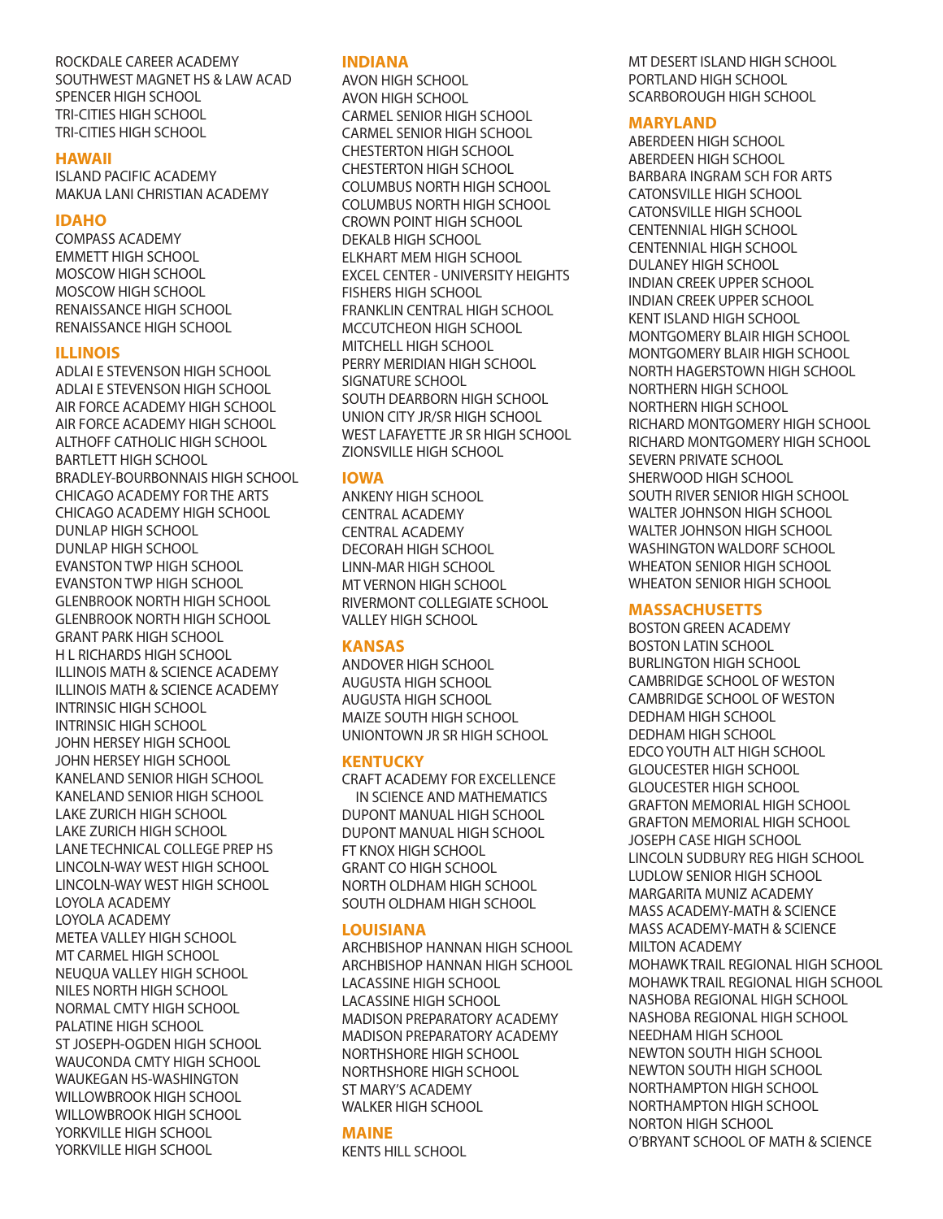ROCKDALE CAREER ACADEMY
SOUTHWEST MAGNET HS & LAW ACAD
SPENCER HIGH SCHOOL
TRI-CITIES HIGH SCHOOL
TRI-CITIES HIGH SCHOOL

## HAWAII

ISLAND PACIFIC ACADEMY
MAKUA LANI CHRISTIAN ACADEMY

## IDAHO

COMPASS ACADEMY
EMMETT HIGH SCHOOL
MOSCOW HIGH SCHOOL
MOSCOW HIGH SCHOOL
RENAISSANCE HIGH SCHOOL
RENAISSANCE HIGH SCHOOL

## ILLINOIS

ADLAI E STEVENSON HIGH SCHOOL
ADLAI E STEVENSON HIGH SCHOOL
AIR FORCE ACADEMY HIGH SCHOOL
AIR FORCE ACADEMY HIGH SCHOOL
ALTHOFF CATHOLIC HIGH SCHOOL
BARTLETT HIGH SCHOOL
BRADLEY-BOURBONNAIS HIGH SCHOOL
CHICAGO ACADEMY FOR THE ARTS
CHICAGO ACADEMY HIGH SCHOOL
DUNLAP HIGH SCHOOL
DUNLAP HIGH SCHOOL
EVANSTON TWP HIGH SCHOOL
EVANSTON TWP HIGH SCHOOL
GLENBROOK NORTH HIGH SCHOOL
GLENBROOK NORTH HIGH SCHOOL
GRANT PARK HIGH SCHOOL
H L RICHARDS HIGH SCHOOL
ILLINOIS MATH & SCIENCE ACADEMY
ILLINOIS MATH & SCIENCE ACADEMY
INTRINSIC HIGH SCHOOL
INTRINSIC HIGH SCHOOL
JOHN HERSEY HIGH SCHOOL
JOHN HERSEY HIGH SCHOOL
KANELAND SENIOR HIGH SCHOOL
KANELAND SENIOR HIGH SCHOOL
LAKE ZURICH HIGH SCHOOL
LAKE ZURICH HIGH SCHOOL
LANE TECHNICAL COLLEGE PREP HS
LINCOLN-WAY WEST HIGH SCHOOL
LINCOLN-WAY WEST HIGH SCHOOL
LOYOLA ACADEMY
LOYOLA ACADEMY
METEA VALLEY HIGH SCHOOL
MT CARMEL HIGH SCHOOL
NEUQUA VALLEY HIGH SCHOOL
NILES NORTH HIGH SCHOOL
NORMAL CMTY HIGH SCHOOL
PALATINE HIGH SCHOOL
ST JOSEPH-OGDEN HIGH SCHOOL
WAUCONDA CMTY HIGH SCHOOL
WAUKEGAN HS-WASHINGTON
WILLOWBROOK HIGH SCHOOL
WILLOWBROOK HIGH SCHOOL
YORKVILLE HIGH SCHOOL
YORKVILLE HIGH SCHOOL

## INDIANA

AVON HIGH SCHOOL
AVON HIGH SCHOOL
CARMEL SENIOR HIGH SCHOOL
CARMEL SENIOR HIGH SCHOOL
CHESTERTON HIGH SCHOOL
CHESTERTON HIGH SCHOOL
COLUMBUS NORTH HIGH SCHOOL
COLUMBUS NORTH HIGH SCHOOL
CROWN POINT HIGH SCHOOL
DEKALB HIGH SCHOOL
ELKHART MEM HIGH SCHOOL
EXCEL CENTER - UNIVERSITY HEIGHTS
FISHERS HIGH SCHOOL
FRANKLIN CENTRAL HIGH SCHOOL
MCCUTCHEON HIGH SCHOOL
MITCHELL HIGH SCHOOL
PERRY MERIDIAN HIGH SCHOOL
SIGNATURE SCHOOL
SOUTH DEARBORN HIGH SCHOOL
UNION CITY JR/SR HIGH SCHOOL
WEST LAFAYETTE JR SR HIGH SCHOOL
ZIONSVILLE HIGH SCHOOL

## IOWA

ANKENY HIGH SCHOOL
CENTRAL ACADEMY
CENTRAL ACADEMY
DECORAH HIGH SCHOOL
LINN-MAR HIGH SCHOOL
MT VERNON HIGH SCHOOL
RIVERMONT COLLEGIATE SCHOOL
VALLEY HIGH SCHOOL

## KANSAS

ANDOVER HIGH SCHOOL
AUGUSTA HIGH SCHOOL
AUGUSTA HIGH SCHOOL
MAIZE SOUTH HIGH SCHOOL
UNIONTOWN JR SR HIGH SCHOOL

## KENTUCKY

CRAFT ACADEMY FOR EXCELLENCE IN SCIENCE AND MATHEMATICS
DUPONT MANUAL HIGH SCHOOL
DUPONT MANUAL HIGH SCHOOL
FT KNOX HIGH SCHOOL
GRANT CO HIGH SCHOOL
NORTH OLDHAM HIGH SCHOOL
SOUTH OLDHAM HIGH SCHOOL

## LOUISIANA

ARCHBISHOP HANNAN HIGH SCHOOL
ARCHBISHOP HANNAN HIGH SCHOOL
LACASSINE HIGH SCHOOL
LACASSINE HIGH SCHOOL
MADISON PREPARATORY ACADEMY
MADISON PREPARATORY ACADEMY
NORTHSHORE HIGH SCHOOL
NORTHSHORE HIGH SCHOOL
ST MARY'S ACADEMY
WALKER HIGH SCHOOL

## MAINE

KENTS HILL SCHOOL
MT DESERT ISLAND HIGH SCHOOL
PORTLAND HIGH SCHOOL
SCARBOROUGH HIGH SCHOOL

## MARYLAND

ABERDEEN HIGH SCHOOL
ABERDEEN HIGH SCHOOL
BARBARA INGRAM SCH FOR ARTS
CATONSVILLE HIGH SCHOOL
CATONSVILLE HIGH SCHOOL
CENTENNIAL HIGH SCHOOL
CENTENNIAL HIGH SCHOOL
DULANEY HIGH SCHOOL
INDIAN CREEK UPPER SCHOOL
INDIAN CREEK UPPER SCHOOL
KENT ISLAND HIGH SCHOOL
MONTGOMERY BLAIR HIGH SCHOOL
MONTGOMERY BLAIR HIGH SCHOOL
NORTH HAGERSTOWN HIGH SCHOOL
NORTHERN HIGH SCHOOL
NORTHERN HIGH SCHOOL
RICHARD MONTGOMERY HIGH SCHOOL
RICHARD MONTGOMERY HIGH SCHOOL
SEVERN PRIVATE SCHOOL
SHERWOOD HIGH SCHOOL
SOUTH RIVER SENIOR HIGH SCHOOL
WALTER JOHNSON HIGH SCHOOL
WALTER JOHNSON HIGH SCHOOL
WASHINGTON WALDORF SCHOOL
WHEATON SENIOR HIGH SCHOOL
WHEATON SENIOR HIGH SCHOOL

## MASSACHUSETTS

BOSTON GREEN ACADEMY
BOSTON LATIN SCHOOL
BURLINGTON HIGH SCHOOL
CAMBRIDGE SCHOOL OF WESTON
CAMBRIDGE SCHOOL OF WESTON
DEDHAM HIGH SCHOOL
DEDHAM HIGH SCHOOL
EDCO YOUTH ALT HIGH SCHOOL
GLOUCESTER HIGH SCHOOL
GLOUCESTER HIGH SCHOOL
GRAFTON MEMORIAL HIGH SCHOOL
GRAFTON MEMORIAL HIGH SCHOOL
JOSEPH CASE HIGH SCHOOL
LINCOLN SUDBURY REG HIGH SCHOOL
LUDLOW SENIOR HIGH SCHOOL
MARGARITA MUNIZ ACADEMY
MASS ACADEMY-MATH & SCIENCE
MASS ACADEMY-MATH & SCIENCE
MILTON ACADEMY
MOHAWK TRAIL REGIONAL HIGH SCHOOL
MOHAWK TRAIL REGIONAL HIGH SCHOOL
NASHOBA REGIONAL HIGH SCHOOL
NASHOBA REGIONAL HIGH SCHOOL
NEEDHAM HIGH SCHOOL
NEWTON SOUTH HIGH SCHOOL
NEWTON SOUTH HIGH SCHOOL
NORTHAMPTON HIGH SCHOOL
NORTHAMPTON HIGH SCHOOL
NORTON HIGH SCHOOL
O'BRYANT SCHOOL OF MATH & SCIENCE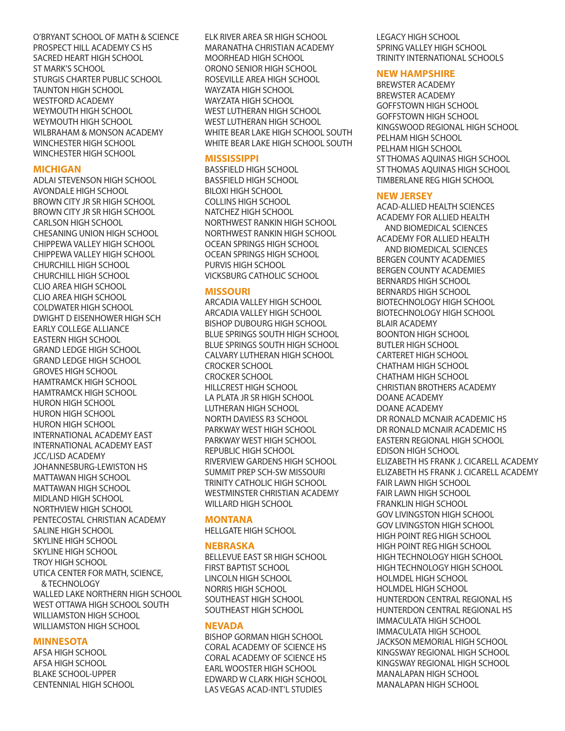O'BRYANT SCHOOL OF MATH & SCIENCE
PROSPECT HILL ACADEMY CS HS
SACRED HEART HIGH SCHOOL
ST MARK'S SCHOOL
STURGIS CHARTER PUBLIC SCHOOL
TAUNTON HIGH SCHOOL
WESTFORD ACADEMY
WEYMOUTH HIGH SCHOOL
WEYMOUTH HIGH SCHOOL
WILBRAHAM & MONSON ACADEMY
WINCHESTER HIGH SCHOOL
WINCHESTER HIGH SCHOOL

## MICHIGAN

ADLAI STEVENSON HIGH SCHOOL
AVONDALE HIGH SCHOOL
BROWN CITY JR SR HIGH SCHOOL
BROWN CITY JR SR HIGH SCHOOL
CARLSON HIGH SCHOOL
CHESANING UNION HIGH SCHOOL
CHIPPEWA VALLEY HIGH SCHOOL
CHIPPEWA VALLEY HIGH SCHOOL
CHURCHILL HIGH SCHOOL
CHURCHILL HIGH SCHOOL
CLIO AREA HIGH SCHOOL
CLIO AREA HIGH SCHOOL
COLDWATER HIGH SCHOOL
DWIGHT D EISENHOWER HIGH SCH
EARLY COLLEGE ALLIANCE
EASTERN HIGH SCHOOL
GRAND LEDGE HIGH SCHOOL
GRAND LEDGE HIGH SCHOOL
GROVES HIGH SCHOOL
HAMTRAMCK HIGH SCHOOL
HAMTRAMCK HIGH SCHOOL
HURON HIGH SCHOOL
HURON HIGH SCHOOL
HURON HIGH SCHOOL
INTERNATIONAL ACADEMY EAST
INTERNATIONAL ACADEMY EAST
JCC/LISD ACADEMY
JOHANNESBURG-LEWISTON HS
MATTAWAN HIGH SCHOOL
MATTAWAN HIGH SCHOOL
MIDLAND HIGH SCHOOL
NORTHVIEW HIGH SCHOOL
PENTECOSTAL CHRISTIAN ACADEMY
SALINE HIGH SCHOOL
SKYLINE HIGH SCHOOL
SKYLINE HIGH SCHOOL
TROY HIGH SCHOOL
UTICA CENTER FOR MATH, SCIENCE, & TECHNOLOGY
WALLED LAKE NORTHERN HIGH SCHOOL
WEST OTTAWA HIGH SCHOOL SOUTH
WILLIAMSTON HIGH SCHOOL
WILLIAMSTON HIGH SCHOOL

## MINNESOTA

AFSA HIGH SCHOOL
AFSA HIGH SCHOOL
BLAKE SCHOOL-UPPER
CENTENNIAL HIGH SCHOOL
ELK RIVER AREA SR HIGH SCHOOL
MARANATHA CHRISTIAN ACADEMY
MOORHEAD HIGH SCHOOL
ORONO SENIOR HIGH SCHOOL
ROSEVILLE AREA HIGH SCHOOL
WAYZATA HIGH SCHOOL
WAYZATA HIGH SCHOOL
WEST LUTHERAN HIGH SCHOOL
WEST LUTHERAN HIGH SCHOOL
WHITE BEAR LAKE HIGH SCHOOL SOUTH
WHITE BEAR LAKE HIGH SCHOOL SOUTH

## MISSISSIPPI

BASSFIELD HIGH SCHOOL
BASSFIELD HIGH SCHOOL
BILOXI HIGH SCHOOL
COLLINS HIGH SCHOOL
NATCHEZ HIGH SCHOOL
NORTHWEST RANKIN HIGH SCHOOL
NORTHWEST RANKIN HIGH SCHOOL
OCEAN SPRINGS HIGH SCHOOL
OCEAN SPRINGS HIGH SCHOOL
PURVIS HIGH SCHOOL
VICKSBURG CATHOLIC SCHOOL

## MISSOURI

ARCADIA VALLEY HIGH SCHOOL
ARCADIA VALLEY HIGH SCHOOL
BISHOP DUBOURG HIGH SCHOOL
BLUE SPRINGS SOUTH HIGH SCHOOL
BLUE SPRINGS SOUTH HIGH SCHOOL
CALVARY LUTHERAN HIGH SCHOOL
CROCKER SCHOOL
CROCKER SCHOOL
HILLCREST HIGH SCHOOL
LA PLATA JR SR HIGH SCHOOL
LUTHERAN HIGH SCHOOL
NORTH DAVIESS R3 SCHOOL
PARKWAY WEST HIGH SCHOOL
PARKWAY WEST HIGH SCHOOL
REPUBLIC HIGH SCHOOL
RIVERVIEW GARDENS HIGH SCHOOL
SUMMIT PREP SCH-SW MISSOURI
TRINITY CATHOLIC HIGH SCHOOL
WESTMINSTER CHRISTIAN ACADEMY
WILLARD HIGH SCHOOL

## MONTANA

HELLGATE HIGH SCHOOL

## NEBRASKA

BELLEVUE EAST SR HIGH SCHOOL
FIRST BAPTIST SCHOOL
LINCOLN HIGH SCHOOL
NORRIS HIGH SCHOOL
SOUTHEAST HIGH SCHOOL
SOUTHEAST HIGH SCHOOL

## NEVADA

BISHOP GORMAN HIGH SCHOOL
CORAL ACADEMY OF SCIENCE HS
CORAL ACADEMY OF SCIENCE HS
EARL WOOSTER HIGH SCHOOL
EDWARD W CLARK HIGH SCHOOL
LAS VEGAS ACAD-INT'L STUDIES
LEGACY HIGH SCHOOL
SPRING VALLEY HIGH SCHOOL
TRINITY INTERNATIONAL SCHOOLS

## NEW HAMPSHIRE

BREWSTER ACADEMY
BREWSTER ACADEMY
GOFFSTOWN HIGH SCHOOL
GOFFSTOWN HIGH SCHOOL
KINGSWOOD REGIONAL HIGH SCHOOL
PELHAM HIGH SCHOOL
PELHAM HIGH SCHOOL
ST THOMAS AQUINAS HIGH SCHOOL
ST THOMAS AQUINAS HIGH SCHOOL
TIMBERLANE REG HIGH SCHOOL

## NEW JERSEY

ACAD-ALLIED HEALTH SCIENCES
ACADEMY FOR ALLIED HEALTH AND BIOMEDICAL SCIENCES
ACADEMY FOR ALLIED HEALTH AND BIOMEDICAL SCIENCES
BERGEN COUNTY ACADEMIES
BERGEN COUNTY ACADEMIES
BERNARDS HIGH SCHOOL
BERNARDS HIGH SCHOOL
BIOTECHNOLOGY HIGH SCHOOL
BIOTECHNOLOGY HIGH SCHOOL
BLAIR ACADEMY
BOONTON HIGH SCHOOL
BUTLER HIGH SCHOOL
CARTERET HIGH SCHOOL
CHATHAM HIGH SCHOOL
CHATHAM HIGH SCHOOL
CHRISTIAN BROTHERS ACADEMY
DOANE ACADEMY
DOANE ACADEMY
DR RONALD MCNAIR ACADEMIC HS
DR RONALD MCNAIR ACADEMIC HS
EASTERN REGIONAL HIGH SCHOOL
EDISON HIGH SCHOOL
ELIZABETH HS FRANK J. CICARELL ACADEMY
ELIZABETH HS FRANK J. CICARELL ACADEMY
FAIR LAWN HIGH SCHOOL
FAIR LAWN HIGH SCHOOL
FRANKLIN HIGH SCHOOL
GOV LIVINGSTON HIGH SCHOOL
GOV LIVINGSTON HIGH SCHOOL
HIGH POINT REG HIGH SCHOOL
HIGH POINT REG HIGH SCHOOL
HIGH TECHNOLOGY HIGH SCHOOL
HIGH TECHNOLOGY HIGH SCHOOL
HOLMDEL HIGH SCHOOL
HOLMDEL HIGH SCHOOL
HUNTERDON CENTRAL REGIONAL HS
HUNTERDON CENTRAL REGIONAL HS
IMMACULATA HIGH SCHOOL
IMMACULATA HIGH SCHOOL
JACKSON MEMORIAL HIGH SCHOOL
KINGSWAY REGIONAL HIGH SCHOOL
KINGSWAY REGIONAL HIGH SCHOOL
MANALAPAN HIGH SCHOOL
MANALAPAN HIGH SCHOOL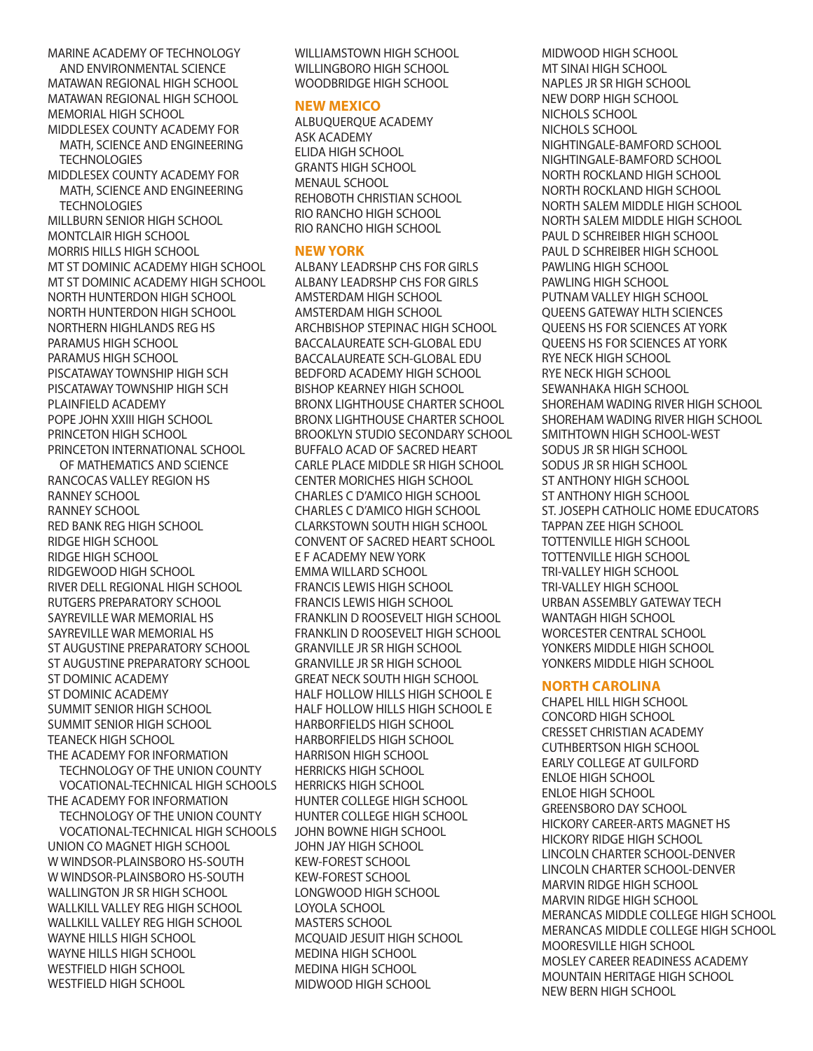MARINE ACADEMY OF TECHNOLOGY AND ENVIRONMENTAL SCIENCE
MATAWAN REGIONAL HIGH SCHOOL
MATAWAN REGIONAL HIGH SCHOOL
MEMORIAL HIGH SCHOOL
MIDDLESEX COUNTY ACADEMY FOR MATH, SCIENCE AND ENGINEERING TECHNOLOGIES
MIDDLESEX COUNTY ACADEMY FOR MATH, SCIENCE AND ENGINEERING TECHNOLOGIES
MILLBURN SENIOR HIGH SCHOOL
MONTCLAIR HIGH SCHOOL
MORRIS HILLS HIGH SCHOOL
MT ST DOMINIC ACADEMY HIGH SCHOOL
MT ST DOMINIC ACADEMY HIGH SCHOOL
NORTH HUNTERDON HIGH SCHOOL
NORTH HUNTERDON HIGH SCHOOL
NORTHERN HIGHLANDS REG HS
PARAMUS HIGH SCHOOL
PARAMUS HIGH SCHOOL
PISCATAWAY TOWNSHIP HIGH SCH
PISCATAWAY TOWNSHIP HIGH SCH
PLAINFIELD ACADEMY
POPE JOHN XXIII HIGH SCHOOL
PRINCETON HIGH SCHOOL
PRINCETON INTERNATIONAL SCHOOL OF MATHEMATICS AND SCIENCE
RANCOCAS VALLEY REGION HS
RANNEY SCHOOL
RANNEY SCHOOL
RED BANK REG HIGH SCHOOL
RIDGE HIGH SCHOOL
RIDGE HIGH SCHOOL
RIDGEWOOD HIGH SCHOOL
RIVER DELL REGIONAL HIGH SCHOOL
RUTGERS PREPARATORY SCHOOL
SAYREVILLE WAR MEMORIAL HS
SAYREVILLE WAR MEMORIAL HS
ST AUGUSTINE PREPARATORY SCHOOL
ST AUGUSTINE PREPARATORY SCHOOL
ST DOMINIC ACADEMY
ST DOMINIC ACADEMY
SUMMIT SENIOR HIGH SCHOOL
SUMMIT SENIOR HIGH SCHOOL
TEANECK HIGH SCHOOL
THE ACADEMY FOR INFORMATION TECHNOLOGY OF THE UNION COUNTY VOCATIONAL-TECHNICAL HIGH SCHOOLS
THE ACADEMY FOR INFORMATION TECHNOLOGY OF THE UNION COUNTY VOCATIONAL-TECHNICAL HIGH SCHOOLS
UNION CO MAGNET HIGH SCHOOL
W WINDSOR-PLAINSBORO HS-SOUTH
W WINDSOR-PLAINSBORO HS-SOUTH
WALLINGTON JR SR HIGH SCHOOL
WALLKILL VALLEY REG HIGH SCHOOL
WALLKILL VALLEY REG HIGH SCHOOL
WAYNE HILLS HIGH SCHOOL
WAYNE HILLS HIGH SCHOOL
WESTFIELD HIGH SCHOOL
WESTFIELD HIGH SCHOOL
WILLIAMSTOWN HIGH SCHOOL
WILLINGBORO HIGH SCHOOL
WOODBRIDGE HIGH SCHOOL

## NEW MEXICO

ALBUQUERQUE ACADEMY
ASK ACADEMY
ELIDA HIGH SCHOOL
GRANTS HIGH SCHOOL
MENAUL SCHOOL
REHOBOTH CHRISTIAN SCHOOL
RIO RANCHO HIGH SCHOOL
RIO RANCHO HIGH SCHOOL

## NEW YORK

ALBANY LEADRSHP CHS FOR GIRLS
ALBANY LEADRSHP CHS FOR GIRLS
AMSTERDAM HIGH SCHOOL
AMSTERDAM HIGH SCHOOL
ARCHBISHOP STEPINAC HIGH SCHOOL
BACCALAUREATE SCH-GLOBAL EDU
BACCALAUREATE SCH-GLOBAL EDU
BEDFORD ACADEMY HIGH SCHOOL
BISHOP KEARNEY HIGH SCHOOL
BRONX LIGHTHOUSE CHARTER SCHOOL
BRONX LIGHTHOUSE CHARTER SCHOOL
BROOKLYN STUDIO SECONDARY SCHOOL
BUFFALO ACAD OF SACRED HEART
CARLE PLACE MIDDLE SR HIGH SCHOOL
CENTER MORICHES HIGH SCHOOL
CHARLES C D'AMICO HIGH SCHOOL
CHARLES C D'AMICO HIGH SCHOOL
CLARKSTOWN SOUTH HIGH SCHOOL
CONVENT OF SACRED HEART SCHOOL
E F ACADEMY NEW YORK
EMMA WILLARD SCHOOL
FRANCIS LEWIS HIGH SCHOOL
FRANCIS LEWIS HIGH SCHOOL
FRANKLIN D ROOSEVELT HIGH SCHOOL
FRANKLIN D ROOSEVELT HIGH SCHOOL
GRANVILLE JR SR HIGH SCHOOL
GRANVILLE JR SR HIGH SCHOOL
GREAT NECK SOUTH HIGH SCHOOL
HALF HOLLOW HILLS HIGH SCHOOL E
HALF HOLLOW HILLS HIGH SCHOOL E
HARBORFIELDS HIGH SCHOOL
HARBORFIELDS HIGH SCHOOL
HARRISON HIGH SCHOOL
HERRICKS HIGH SCHOOL
HERRICKS HIGH SCHOOL
HUNTER COLLEGE HIGH SCHOOL
HUNTER COLLEGE HIGH SCHOOL
JOHN BOWNE HIGH SCHOOL
JOHN JAY HIGH SCHOOL
KEW-FOREST SCHOOL
KEW-FOREST SCHOOL
LONGWOOD HIGH SCHOOL
LOYOLA SCHOOL
MASTERS SCHOOL
MCQUAID JESUIT HIGH SCHOOL
MEDINA HIGH SCHOOL
MEDINA HIGH SCHOOL
MIDWOOD HIGH SCHOOL
MIDWOOD HIGH SCHOOL
MT SINAI HIGH SCHOOL
NAPLES JR SR HIGH SCHOOL
NEW DORP HIGH SCHOOL
NICHOLS SCHOOL
NICHOLS SCHOOL
NIGHTINGALE-BAMFORD SCHOOL
NIGHTINGALE-BAMFORD SCHOOL
NORTH ROCKLAND HIGH SCHOOL
NORTH ROCKLAND HIGH SCHOOL
NORTH SALEM MIDDLE HIGH SCHOOL
NORTH SALEM MIDDLE HIGH SCHOOL
PAUL D SCHREIBER HIGH SCHOOL
PAUL D SCHREIBER HIGH SCHOOL
PAWLING HIGH SCHOOL
PAWLING HIGH SCHOOL
PUTNAM VALLEY HIGH SCHOOL
QUEENS GATEWAY HLTH SCIENCES
QUEENS HS FOR SCIENCES AT YORK
QUEENS HS FOR SCIENCES AT YORK
RYE NECK HIGH SCHOOL
RYE NECK HIGH SCHOOL
SEWANHAKA HIGH SCHOOL
SHOREHAM WADING RIVER HIGH SCHOOL
SHOREHAM WADING RIVER HIGH SCHOOL
SMITHTOWN HIGH SCHOOL-WEST
SODUS JR SR HIGH SCHOOL
SODUS JR SR HIGH SCHOOL
ST ANTHONY HIGH SCHOOL
ST ANTHONY HIGH SCHOOL
ST. JOSEPH CATHOLIC HOME EDUCATORS
TAPPAN ZEE HIGH SCHOOL
TOTTENVILLE HIGH SCHOOL
TOTTENVILLE HIGH SCHOOL
TRI-VALLEY HIGH SCHOOL
TRI-VALLEY HIGH SCHOOL
URBAN ASSEMBLY GATEWAY TECH
WANTAGH HIGH SCHOOL
WORCESTER CENTRAL SCHOOL
YONKERS MIDDLE HIGH SCHOOL
YONKERS MIDDLE HIGH SCHOOL

## NORTH CAROLINA

CHAPEL HILL HIGH SCHOOL
CONCORD HIGH SCHOOL
CRESSET CHRISTIAN ACADEMY
CUTHBERTSON HIGH SCHOOL
EARLY COLLEGE AT GUILFORD
ENLOE HIGH SCHOOL
ENLOE HIGH SCHOOL
GREENSBORO DAY SCHOOL
HICKORY CAREER-ARTS MAGNET HS
HICKORY RIDGE HIGH SCHOOL
LINCOLN CHARTER SCHOOL-DENVER
LINCOLN CHARTER SCHOOL-DENVER
MARVIN RIDGE HIGH SCHOOL
MARVIN RIDGE HIGH SCHOOL
MERANCAS MIDDLE COLLEGE HIGH SCHOOL
MERANCAS MIDDLE COLLEGE HIGH SCHOOL
MOORESVILLE HIGH SCHOOL
MOSLEY CAREER READINESS ACADEMY
MOUNTAIN HERITAGE HIGH SCHOOL
NEW BERN HIGH SCHOOL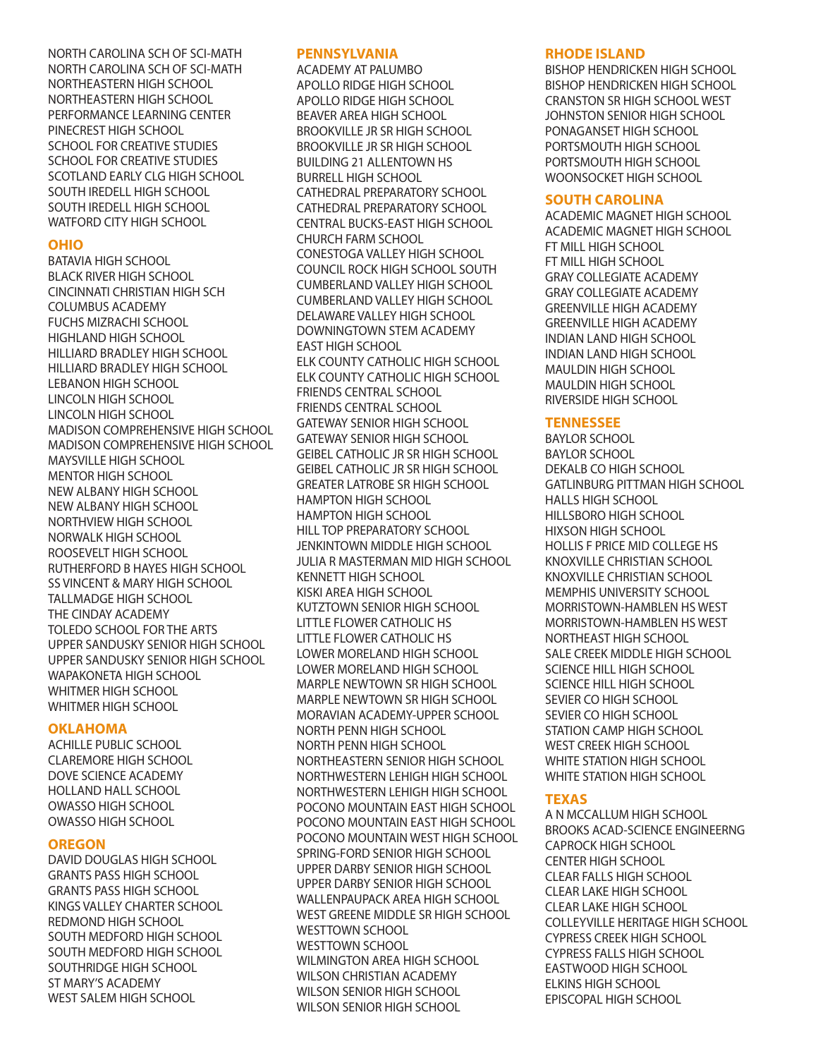NORTH CAROLINA SCH OF SCI-MATH
NORTH CAROLINA SCH OF SCI-MATH
NORTHEASTERN HIGH SCHOOL
NORTHEASTERN HIGH SCHOOL
PERFORMANCE LEARNING CENTER
PINECREST HIGH SCHOOL
SCHOOL FOR CREATIVE STUDIES
SCHOOL FOR CREATIVE STUDIES
SCOTLAND EARLY CLG HIGH SCHOOL
SOUTH IREDELL HIGH SCHOOL
SOUTH IREDELL HIGH SCHOOL
WATFORD CITY HIGH SCHOOL

## OHIO

BATAVIA HIGH SCHOOL
BLACK RIVER HIGH SCHOOL
CINCINNATI CHRISTIAN HIGH SCH
COLUMBUS ACADEMY
FUCHS MIZRACHI SCHOOL
HIGHLAND HIGH SCHOOL
HILLIARD BRADLEY HIGH SCHOOL
HILLIARD BRADLEY HIGH SCHOOL
LEBANON HIGH SCHOOL
LINCOLN HIGH SCHOOL
LINCOLN HIGH SCHOOL
MADISON COMPREHENSIVE HIGH SCHOOL
MADISON COMPREHENSIVE HIGH SCHOOL
MAYSVILLE HIGH SCHOOL
MENTOR HIGH SCHOOL
NEW ALBANY HIGH SCHOOL
NEW ALBANY HIGH SCHOOL
NORTHVIEW HIGH SCHOOL
NORWALK HIGH SCHOOL
ROOSEVELT HIGH SCHOOL
RUTHERFORD B HAYES HIGH SCHOOL
SS VINCENT & MARY HIGH SCHOOL
TALLMADGE HIGH SCHOOL
THE CINDAY ACADEMY
TOLEDO SCHOOL FOR THE ARTS
UPPER SANDUSKY SENIOR HIGH SCHOOL
UPPER SANDUSKY SENIOR HIGH SCHOOL
WAPAKONETA HIGH SCHOOL
WHITMER HIGH SCHOOL
WHITMER HIGH SCHOOL

## OKLAHOMA

ACHILLE PUBLIC SCHOOL
CLAREMORE HIGH SCHOOL
DOVE SCIENCE ACADEMY
HOLLAND HALL SCHOOL
OWASSO HIGH SCHOOL
OWASSO HIGH SCHOOL

## OREGON

DAVID DOUGLAS HIGH SCHOOL
GRANTS PASS HIGH SCHOOL
GRANTS PASS HIGH SCHOOL
KINGS VALLEY CHARTER SCHOOL
REDMOND HIGH SCHOOL
SOUTH MEDFORD HIGH SCHOOL
SOUTH MEDFORD HIGH SCHOOL
SOUTHRIDGE HIGH SCHOOL
ST MARY'S ACADEMY
WEST SALEM HIGH SCHOOL

## PENNSYLVANIA

ACADEMY AT PALUMBO
APOLLO RIDGE HIGH SCHOOL
APOLLO RIDGE HIGH SCHOOL
BEAVER AREA HIGH SCHOOL
BROOKVILLE JR SR HIGH SCHOOL
BROOKVILLE JR SR HIGH SCHOOL
BUILDING 21 ALLENTOWN HS
BURRELL HIGH SCHOOL
CATHEDRAL PREPARATORY SCHOOL
CATHEDRAL PREPARATORY SCHOOL
CENTRAL BUCKS-EAST HIGH SCHOOL
CHURCH FARM SCHOOL
CONESTOGA VALLEY HIGH SCHOOL
COUNCIL ROCK HIGH SCHOOL SOUTH
CUMBERLAND VALLEY HIGH SCHOOL
CUMBERLAND VALLEY HIGH SCHOOL
DELAWARE VALLEY HIGH SCHOOL
DOWNINGTOWN STEM ACADEMY
EAST HIGH SCHOOL
ELK COUNTY CATHOLIC HIGH SCHOOL
ELK COUNTY CATHOLIC HIGH SCHOOL
FRIENDS CENTRAL SCHOOL
FRIENDS CENTRAL SCHOOL
GATEWAY SENIOR HIGH SCHOOL
GATEWAY SENIOR HIGH SCHOOL
GEIBEL CATHOLIC JR SR HIGH SCHOOL
GEIBEL CATHOLIC JR SR HIGH SCHOOL
GREATER LATROBE SR HIGH SCHOOL
HAMPTON HIGH SCHOOL
HAMPTON HIGH SCHOOL
HILL TOP PREPARATORY SCHOOL
JENKINTOWN MIDDLE HIGH SCHOOL
JULIA R MASTERMAN MID HIGH SCHOOL
KENNETT HIGH SCHOOL
KISKI AREA HIGH SCHOOL
KUTZTOWN SENIOR HIGH SCHOOL
LITTLE FLOWER CATHOLIC HS
LITTLE FLOWER CATHOLIC HS
LOWER MORELAND HIGH SCHOOL
LOWER MORELAND HIGH SCHOOL
MARPLE NEWTOWN SR HIGH SCHOOL
MARPLE NEWTOWN SR HIGH SCHOOL
MORAVIAN ACADEMY-UPPER SCHOOL
NORTH PENN HIGH SCHOOL
NORTH PENN HIGH SCHOOL
NORTHEASTERN SENIOR HIGH SCHOOL
NORTHWESTERN LEHIGH HIGH SCHOOL
NORTHWESTERN LEHIGH HIGH SCHOOL
POCONO MOUNTAIN EAST HIGH SCHOOL
POCONO MOUNTAIN EAST HIGH SCHOOL
POCONO MOUNTAIN WEST HIGH SCHOOL
SPRING-FORD SENIOR HIGH SCHOOL
UPPER DARBY SENIOR HIGH SCHOOL
UPPER DARBY SENIOR HIGH SCHOOL
WALLENPAUPACK AREA HIGH SCHOOL
WEST GREENE MIDDLE SR HIGH SCHOOL
WESTTOWN SCHOOL
WESTTOWN SCHOOL
WILMINGTON AREA HIGH SCHOOL
WILSON CHRISTIAN ACADEMY
WILSON SENIOR HIGH SCHOOL
WILSON SENIOR HIGH SCHOOL

## RHODE ISLAND

BISHOP HENDRICKEN HIGH SCHOOL
BISHOP HENDRICKEN HIGH SCHOOL
CRANSTON SR HIGH SCHOOL WEST
JOHNSTON SENIOR HIGH SCHOOL
PONAGANSET HIGH SCHOOL
PORTSMOUTH HIGH SCHOOL
PORTSMOUTH HIGH SCHOOL
WOONSOCKET HIGH SCHOOL

## SOUTH CAROLINA

ACADEMIC MAGNET HIGH SCHOOL
ACADEMIC MAGNET HIGH SCHOOL
FT MILL HIGH SCHOOL
FT MILL HIGH SCHOOL
GRAY COLLEGIATE ACADEMY
GRAY COLLEGIATE ACADEMY
GREENVILLE HIGH ACADEMY
GREENVILLE HIGH ACADEMY
INDIAN LAND HIGH SCHOOL
INDIAN LAND HIGH SCHOOL
MAULDIN HIGH SCHOOL
MAULDIN HIGH SCHOOL
RIVERSIDE HIGH SCHOOL

## TENNESSEE

BAYLOR SCHOOL
BAYLOR SCHOOL
DEKALB CO HIGH SCHOOL
GATLINBURG PITTMAN HIGH SCHOOL
HALLS HIGH SCHOOL
HILLSBORO HIGH SCHOOL
HIXSON HIGH SCHOOL
HOLLIS F PRICE MID COLLEGE HS
KNOXVILLE CHRISTIAN SCHOOL
KNOXVILLE CHRISTIAN SCHOOL
MEMPHIS UNIVERSITY SCHOOL
MORRISTOWN-HAMBLEN HS WEST
MORRISTOWN-HAMBLEN HS WEST
NORTHEAST HIGH SCHOOL
SALE CREEK MIDDLE HIGH SCHOOL
SCIENCE HILL HIGH SCHOOL
SCIENCE HILL HIGH SCHOOL
SEVIER CO HIGH SCHOOL
SEVIER CO HIGH SCHOOL
STATION CAMP HIGH SCHOOL
WEST CREEK HIGH SCHOOL
WHITE STATION HIGH SCHOOL
WHITE STATION HIGH SCHOOL

## TEXAS

A N MCCALLUM HIGH SCHOOL
BROOKS ACAD-SCIENCE ENGINEERNG
CAPROCK HIGH SCHOOL
CENTER HIGH SCHOOL
CLEAR FALLS HIGH SCHOOL
CLEAR LAKE HIGH SCHOOL
CLEAR LAKE HIGH SCHOOL
COLLEYVILLE HERITAGE HIGH SCHOOL
CYPRESS CREEK HIGH SCHOOL
CYPRESS FALLS HIGH SCHOOL
EASTWOOD HIGH SCHOOL
ELKINS HIGH SCHOOL
EPISCOPAL HIGH SCHOOL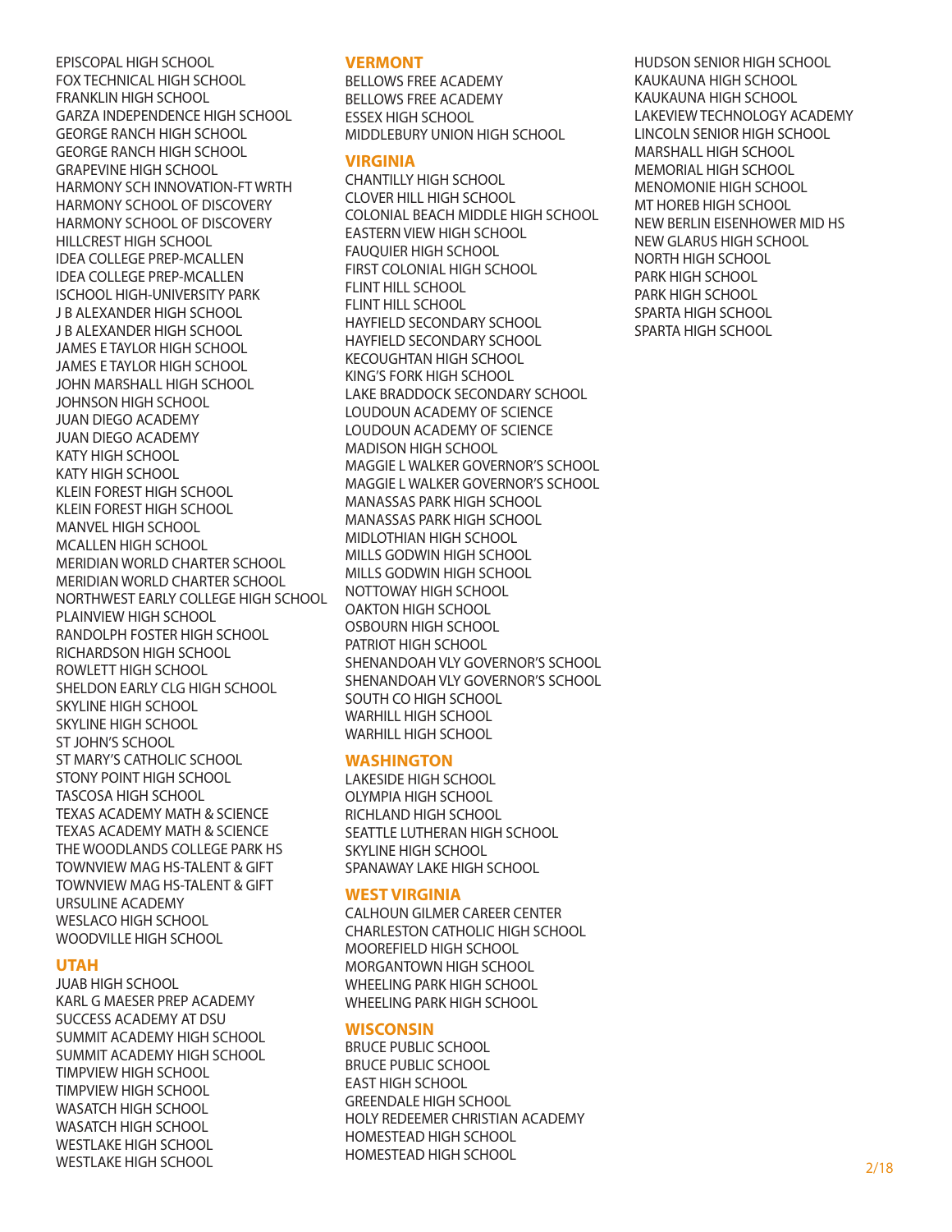EPISCOPAL HIGH SCHOOL
FOX TECHNICAL HIGH SCHOOL
FRANKLIN HIGH SCHOOL
GARZA INDEPENDENCE HIGH SCHOOL
GEORGE RANCH HIGH SCHOOL
GEORGE RANCH HIGH SCHOOL
GRAPEVINE HIGH SCHOOL
HARMONY SCH INNOVATION-FT WRTH
HARMONY SCHOOL OF DISCOVERY
HARMONY SCHOOL OF DISCOVERY
HILLCREST HIGH SCHOOL
IDEA COLLEGE PREP-MCALLEN
IDEA COLLEGE PREP-MCALLEN
ISCHOOL HIGH-UNIVERSITY PARK
J B ALEXANDER HIGH SCHOOL
J B ALEXANDER HIGH SCHOOL
JAMES E TAYLOR HIGH SCHOOL
JAMES E TAYLOR HIGH SCHOOL
JOHN MARSHALL HIGH SCHOOL
JOHNSON HIGH SCHOOL
JUAN DIEGO ACADEMY
JUAN DIEGO ACADEMY
KATY HIGH SCHOOL
KATY HIGH SCHOOL
KLEIN FOREST HIGH SCHOOL
KLEIN FOREST HIGH SCHOOL
MANVEL HIGH SCHOOL
MCALLEN HIGH SCHOOL
MERIDIAN WORLD CHARTER SCHOOL
MERIDIAN WORLD CHARTER SCHOOL
NORTHWEST EARLY COLLEGE HIGH SCHOOL
PLAINVIEW HIGH SCHOOL
RANDOLPH FOSTER HIGH SCHOOL
RICHARDSON HIGH SCHOOL
ROWLETT HIGH SCHOOL
SHELDON EARLY CLG HIGH SCHOOL
SKYLINE HIGH SCHOOL
SKYLINE HIGH SCHOOL
ST JOHN'S SCHOOL
ST MARY'S CATHOLIC SCHOOL
STONY POINT HIGH SCHOOL
TASCOSA HIGH SCHOOL
TEXAS ACADEMY MATH & SCIENCE
TEXAS ACADEMY MATH & SCIENCE
THE WOODLANDS COLLEGE PARK HS
TOWNVIEW MAG HS-TALENT & GIFT
TOWNVIEW MAG HS-TALENT & GIFT
URSULINE ACADEMY
WESLACO HIGH SCHOOL
WOODVILLE HIGH SCHOOL

## UTAH

JUAB HIGH SCHOOL
KARL G MAESER PREP ACADEMY
SUCCESS ACADEMY AT DSU
SUMMIT ACADEMY HIGH SCHOOL
SUMMIT ACADEMY HIGH SCHOOL
TIMPVIEW HIGH SCHOOL
TIMPVIEW HIGH SCHOOL
WASATCH HIGH SCHOOL
WASATCH HIGH SCHOOL
WESTLAKE HIGH SCHOOL
WESTLAKE HIGH SCHOOL

## VERMONT

BELLOWS FREE ACADEMY
BELLOWS FREE ACADEMY
ESSEX HIGH SCHOOL
MIDDLEBURY UNION HIGH SCHOOL

## VIRGINIA

CHANTILLY HIGH SCHOOL
CLOVER HILL HIGH SCHOOL
COLONIAL BEACH MIDDLE HIGH SCHOOL
EASTERN VIEW HIGH SCHOOL
FAUQUIER HIGH SCHOOL
FIRST COLONIAL HIGH SCHOOL
FLINT HILL SCHOOL
FLINT HILL SCHOOL
HAYFIELD SECONDARY SCHOOL
HAYFIELD SECONDARY SCHOOL
KECOUGHTAN HIGH SCHOOL
KING'S FORK HIGH SCHOOL
LAKE BRADDOCK SECONDARY SCHOOL
LOUDOUN ACADEMY OF SCIENCE
LOUDOUN ACADEMY OF SCIENCE
MADISON HIGH SCHOOL
MAGGIE L WALKER GOVERNOR'S SCHOOL
MAGGIE L WALKER GOVERNOR'S SCHOOL
MANASSAS PARK HIGH SCHOOL
MANASSAS PARK HIGH SCHOOL
MIDLOTHIAN HIGH SCHOOL
MILLS GODWIN HIGH SCHOOL
MILLS GODWIN HIGH SCHOOL
NOTTOWAY HIGH SCHOOL
OAKTON HIGH SCHOOL
OSBOURN HIGH SCHOOL
PATRIOT HIGH SCHOOL
SHENANDOAH VLY GOVERNOR'S SCHOOL
SHENANDOAH VLY GOVERNOR'S SCHOOL
SOUTH CO HIGH SCHOOL
WARHILL HIGH SCHOOL
WARHILL HIGH SCHOOL

## WASHINGTON

LAKESIDE HIGH SCHOOL
OLYMPIA HIGH SCHOOL
RICHLAND HIGH SCHOOL
SEATTLE LUTHERAN HIGH SCHOOL
SKYLINE HIGH SCHOOL
SPANAWAY LAKE HIGH SCHOOL

## WEST VIRGINIA

CALHOUN GILMER CAREER CENTER
CHARLESTON CATHOLIC HIGH SCHOOL
MOOREFIELD HIGH SCHOOL
MORGANTOWN HIGH SCHOOL
WHEELING PARK HIGH SCHOOL
WHEELING PARK HIGH SCHOOL

## WISCONSIN

BRUCE PUBLIC SCHOOL
BRUCE PUBLIC SCHOOL
EAST HIGH SCHOOL
GREENDALE HIGH SCHOOL
HOLY REDEEMER CHRISTIAN ACADEMY
HOMESTEAD HIGH SCHOOL
HOMESTEAD HIGH SCHOOL
HUDSON SENIOR HIGH SCHOOL
KAUKAUNA HIGH SCHOOL
KAUKAUNA HIGH SCHOOL
LAKEVIEW TECHNOLOGY ACADEMY
LINCOLN SENIOR HIGH SCHOOL
MARSHALL HIGH SCHOOL
MEMORIAL HIGH SCHOOL
MENOMONIE HIGH SCHOOL
MT HOREB HIGH SCHOOL
NEW BERLIN EISENHOWER MID HS
NEW GLARUS HIGH SCHOOL
NORTH HIGH SCHOOL
PARK HIGH SCHOOL
PARK HIGH SCHOOL
SPARTA HIGH SCHOOL
SPARTA HIGH SCHOOL